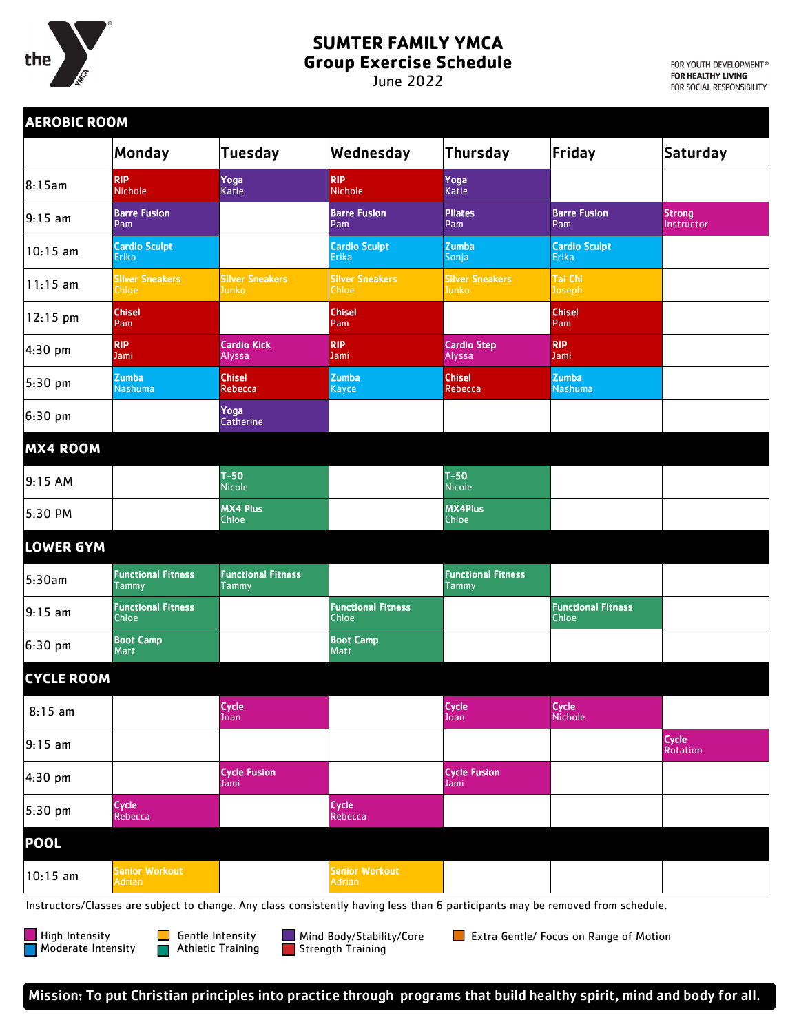# SUMTER FAMILY YMCA
## Group Exercise Schedule
June 2022

FOR YOUTH DEVELOPMENT®
**FOR HEALTHY LIVING**
FOR SOCIAL RESPONSIBILITY

| | Monday | Tuesday | Wednesday | Thursday | Friday | Saturday |
|---|---|---|---|---|---|---|
| **AEROBIC ROOM** | | | | | | |
| 8:15am | **RIP** Nichole | **Yoga** Katie | **RIP** Nichole | **Yoga** Katie | | |
| 9:15 am | **Barre Fusion** Pam | | **Barre Fusion** Pam | **Pilates** Pam | **Barre Fusion** Pam | **Strong** Instructor |
| 10:15 am | **Cardio Sculpt** Erika | | **Cardio Sculpt** Erika | **Zumba** Sonja | **Cardio Sculpt** Erika | |
| 11:15 am | **Silver Sneakers** Chloe | **Silver Sneakers** Junko | **Silver Sneakers** Chloe | **Silver Sneakers** Junko | **Tai Chi** Joseph | |
| 12:15 pm | **Chisel** Pam | | **Chisel** Pam | | **Chisel** Pam | |
| 4:30 pm | **RIP** Jami | **Cardio Kick** Alyssa | **RIP** Jami | **Cardio Step** Alyssa | **RIP** Jami | |
| 5:30 pm | **Zumba** Nashuma | **Chisel** Rebecca | **Zumba** Kayce | **Chisel** Rebecca | **Zumba** Nashuma | |
| 6:30 pm | | **Yoga** Catherine | | | | |
| **MX4 ROOM** | | | | | | |
| 9:15 AM | | **T-50** Nicole | | **T-50** Nicole | | |
| 5:30 PM | | **MX4 Plus** Chloe | | **MX4Plus** Chloe | | |
| **LOWER GYM** | | | | | | |
| 5:30am | **Functional Fitness** Tammy | **Functional Fitness** Tammy | | **Functional Fitness** Tammy | | |
| 9:15 am | **Functional Fitness** Chloe | | **Functional Fitness** Chloe | | **Functional Fitness** Chloe | |
| 6:30 pm | **Boot Camp** Matt | | **Boot Camp** Matt | | | |
| **CYCLE ROOM** | | | | | | |
| 8:15 am | | **Cycle** Joan | | **Cycle** Joan | **Cycle** Nichole | |
| 9:15 am | | | | | | **Cycle** Rotation |
| 4:30 pm | | **Cycle Fusion** Jami | | **Cycle Fusion** Jami | | |
| 5:30 pm | **Cycle** Rebecca | | **Cycle** Rebecca | | | |
| **POOL** | | | | | | |
| 10:15 am | **Senior Workout** Adrian | | **Senior Workout** Adrian | | | |

Instructors/Classes are subject to change. Any class consistently having less than 6 participants may be removed from schedule.

- High Intensity
- Moderate Intensity
- Gentle Intensity
- Athletic Training
- Mind Body/Stability/Core
- Strength Training
- Extra Gentle/ Focus on Range of Motion

**Mission: To put Christian principles into practice through programs that build healthy spirit, mind and body for all.**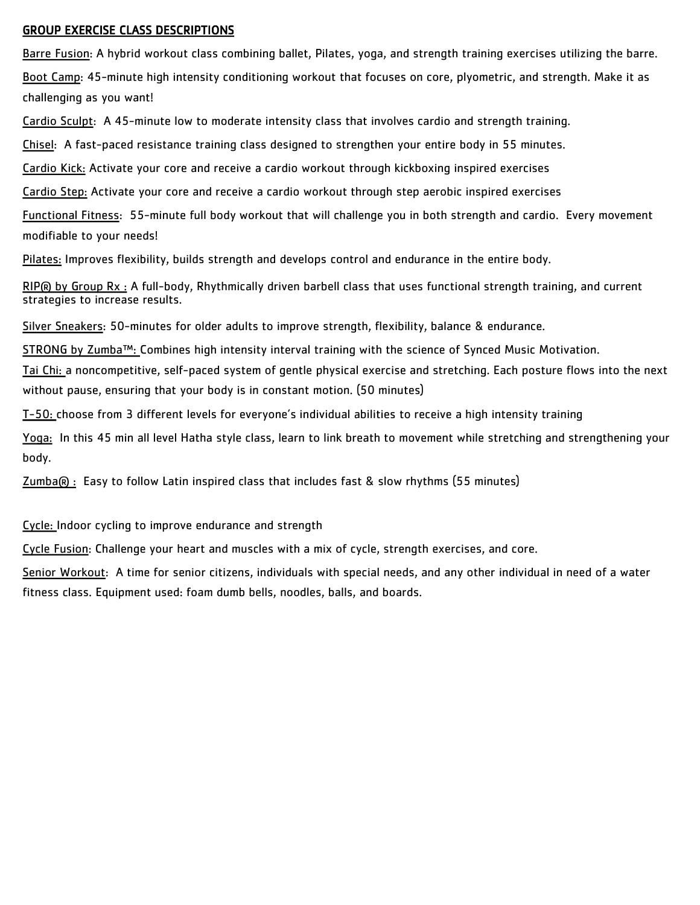## GROUP EXERCISE CLASS DESCRIPTIONS

Barre Fusion: A hybrid workout class combining ballet, Pilates, yoga, and strength training exercises utilizing the barre.

Boot Camp: 45-minute high intensity conditioning workout that focuses on core, plyometric, and strength. Make it as challenging as you want!

Cardio Sculpt: A 45-minute low to moderate intensity class that involves cardio and strength training.

Chisel: A fast-paced resistance training class designed to strengthen your entire body in 55 minutes.

Cardio Kick: Activate your core and receive a cardio workout through kickboxing inspired exercises

Cardio Step: Activate your core and receive a cardio workout through step aerobic inspired exercises

Functional Fitness: 55-minute full body workout that will challenge you in both strength and cardio. Every movement modifiable to your needs!

Pilates: Improves flexibility, builds strength and develops control and endurance in the entire body.

RIP® by Group Rx : A full-body, Rhythmically driven barbell class that uses functional strength training, and current strategies to increase results.

Silver Sneakers: 50-minutes for older adults to improve strength, flexibility, balance & endurance.

STRONG by Zumba™: Combines high intensity interval training with the science of Synced Music Motivation.

Tai Chi: a noncompetitive, self-paced system of gentle physical exercise and stretching. Each posture flows into the next without pause, ensuring that your body is in constant motion. (50 minutes)

T-50: choose from 3 different levels for everyone's individual abilities to receive a high intensity training

Yoga: In this 45 min all level Hatha style class, learn to link breath to movement while stretching and strengthening your body.

Zumba® : Easy to follow Latin inspired class that includes fast & slow rhythms (55 minutes)

Cycle: Indoor cycling to improve endurance and strength

Cycle Fusion: Challenge your heart and muscles with a mix of cycle, strength exercises, and core.

Senior Workout: A time for senior citizens, individuals with special needs, and any other individual in need of a water fitness class. Equipment used: foam dumb bells, noodles, balls, and boards.